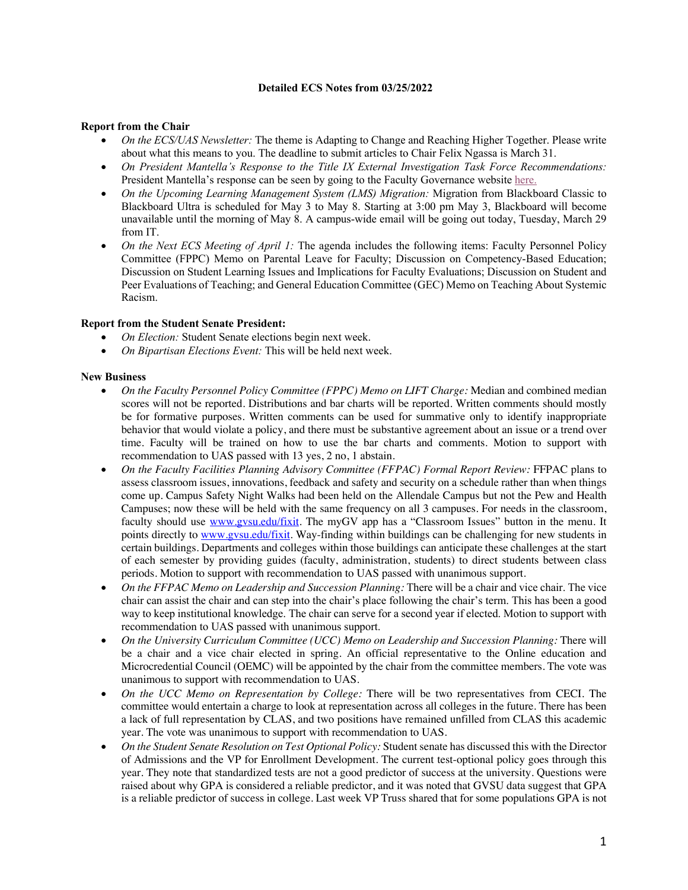**Detailed ECS Notes from 03/25/2022**

**Report from the Chair**

- *On the ECS/UAS Newsletter:* The theme is Adapting to Change and Reaching Higher Together. Please write about what this means to you. The deadline to submit articles to Chair Felix Ngassa is March 31.
- *On President Mantella's Response to the Title IX External Investigation Task Force Recommendations:* President Mantella's response can be seen by going to the Faculty Governance website here.
- *On the Upcoming Learning Management System (LMS) Migration:* Migration from Blackboard Classic to Blackboard Ultra is scheduled for May 3 to May 8. Starting at 3:00 pm May 3, Blackboard will become unavailable until the morning of May 8. A campus-wide email will be going out today, Tuesday, March 29 from IT.
- *On the Next ECS Meeting of April 1:* The agenda includes the following items: Faculty Personnel Policy Committee (FPPC) Memo on Parental Leave for Faculty; Discussion on Competency-Based Education; Discussion on Student Learning Issues and Implications for Faculty Evaluations; Discussion on Student and Peer Evaluations of Teaching; and General Education Committee (GEC) Memo on Teaching About Systemic Racism.

**Report from the Student Senate President:**

- *On Election:* Student Senate elections begin next week.
- *On Bipartisan Elections Event:* This will be held next week.

**New Business**

- *On the Faculty Personnel Policy Committee (FPPC) Memo on LIFT Charge:* Median and combined median scores will not be reported. Distributions and bar charts will be reported. Written comments should mostly be for formative purposes. Written comments can be used for summative only to identify inappropriate behavior that would violate a policy, and there must be substantive agreement about an issue or a trend over time. Faculty will be trained on how to use the bar charts and comments. Motion to support with recommendation to UAS passed with 13 yes, 2 no, 1 abstain.
- *On the Faculty Facilities Planning Advisory Committee (FFPAC) Formal Report Review:* FFPAC plans to assess classroom issues, innovations, feedback and safety and security on a schedule rather than when things come up. Campus Safety Night Walks had been held on the Allendale Campus but not the Pew and Health Campuses; now these will be held with the same frequency on all 3 campuses. For needs in the classroom, faculty should use www.gvsu.edu/fixit. The myGV app has a "Classroom Issues" button in the menu. It points directly to www.gvsu.edu/fixit. Way-finding within buildings can be challenging for new students in certain buildings. Departments and colleges within those buildings can anticipate these challenges at the start of each semester by providing guides (faculty, administration, students) to direct students between class periods. Motion to support with recommendation to UAS passed with unanimous support.
- *On the FFPAC Memo on Leadership and Succession Planning:* There will be a chair and vice chair. The vice chair can assist the chair and can step into the chair's place following the chair's term. This has been a good way to keep institutional knowledge. The chair can serve for a second year if elected. Motion to support with recommendation to UAS passed with unanimous support.
- *On the University Curriculum Committee (UCC) Memo on Leadership and Succession Planning:* There will be a chair and a vice chair elected in spring. An official representative to the Online education and Microcredential Council (OEMC) will be appointed by the chair from the committee members. The vote was unanimous to support with recommendation to UAS.
- *On the UCC Memo on Representation by College:* There will be two representatives from CECI. The committee would entertain a charge to look at representation across all colleges in the future. There has been a lack of full representation by CLAS, and two positions have remained unfilled from CLAS this academic year. The vote was unanimous to support with recommendation to UAS.
- *On the Student Senate Resolution on Test Optional Policy:* Student senate has discussed this with the Director of Admissions and the VP for Enrollment Development. The current test-optional policy goes through this year. They note that standardized tests are not a good predictor of success at the university. Questions were raised about why GPA is considered a reliable predictor, and it was noted that GVSU data suggest that GPA is a reliable predictor of success in college. Last week VP Truss shared that for some populations GPA is not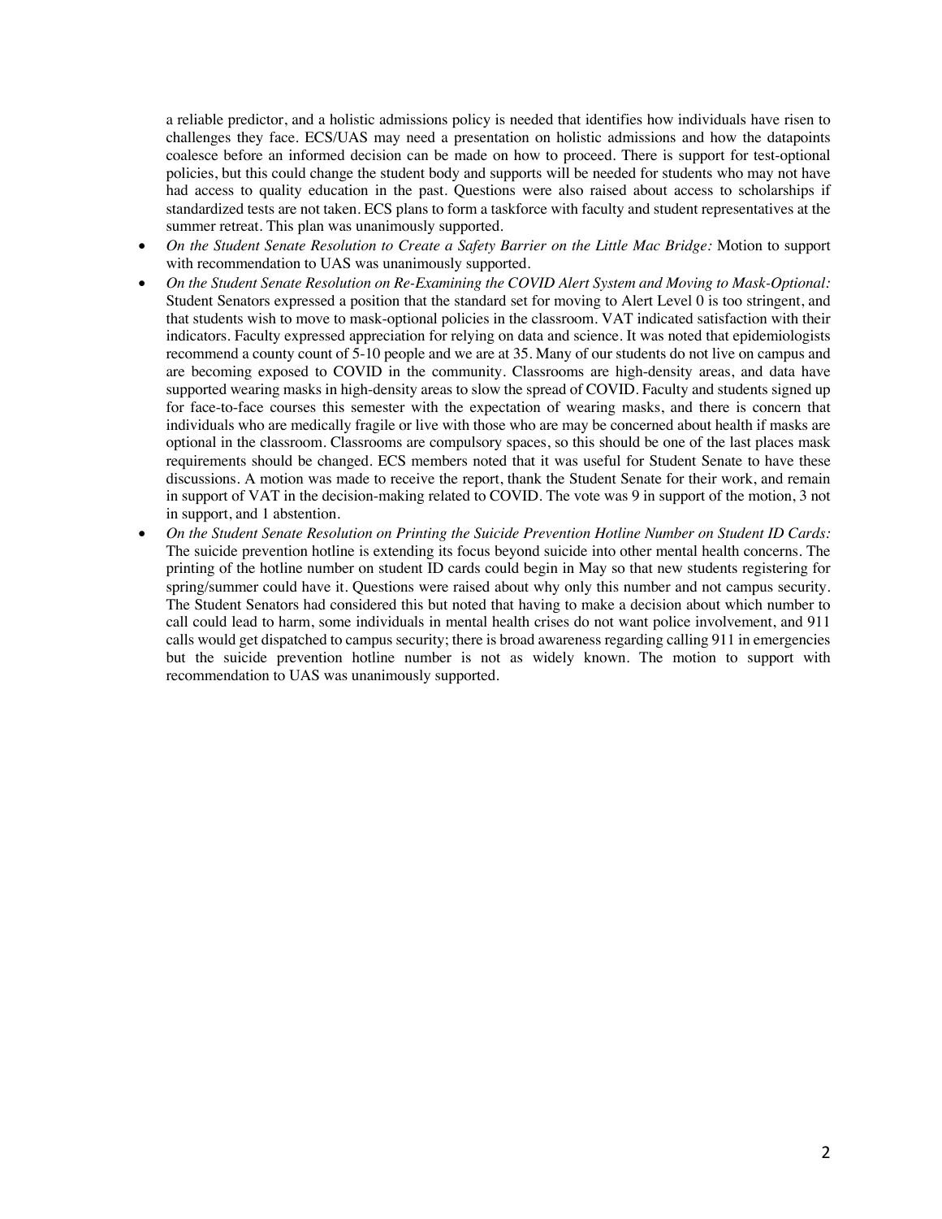a reliable predictor, and a holistic admissions policy is needed that identifies how individuals have risen to challenges they face. ECS/UAS may need a presentation on holistic admissions and how the datapoints coalesce before an informed decision can be made on how to proceed. There is support for test-optional policies, but this could change the student body and supports will be needed for students who may not have had access to quality education in the past. Questions were also raised about access to scholarships if standardized tests are not taken. ECS plans to form a taskforce with faculty and student representatives at the summer retreat. This plan was unanimously supported.

- *On the Student Senate Resolution to Create a Safety Barrier on the Little Mac Bridge:* Motion to support with recommendation to UAS was unanimously supported.
- *On the Student Senate Resolution on Re-Examining the COVID Alert System and Moving to Mask-Optional:* Student Senators expressed a position that the standard set for moving to Alert Level 0 is too stringent, and that students wish to move to mask-optional policies in the classroom. VAT indicated satisfaction with their indicators. Faculty expressed appreciation for relying on data and science. It was noted that epidemiologists recommend a county count of 5-10 people and we are at 35. Many of our students do not live on campus and are becoming exposed to COVID in the community. Classrooms are high-density areas, and data have supported wearing masks in high-density areas to slow the spread of COVID. Faculty and students signed up for face-to-face courses this semester with the expectation of wearing masks, and there is concern that individuals who are medically fragile or live with those who are may be concerned about health if masks are optional in the classroom. Classrooms are compulsory spaces, so this should be one of the last places mask requirements should be changed. ECS members noted that it was useful for Student Senate to have these discussions. A motion was made to receive the report, thank the Student Senate for their work, and remain in support of VAT in the decision-making related to COVID. The vote was 9 in support of the motion, 3 not in support, and 1 abstention.
- *On the Student Senate Resolution on Printing the Suicide Prevention Hotline Number on Student ID Cards:* The suicide prevention hotline is extending its focus beyond suicide into other mental health concerns. The printing of the hotline number on student ID cards could begin in May so that new students registering for spring/summer could have it. Questions were raised about why only this number and not campus security. The Student Senators had considered this but noted that having to make a decision about which number to call could lead to harm, some individuals in mental health crises do not want police involvement, and 911 calls would get dispatched to campus security; there is broad awareness regarding calling 911 in emergencies but the suicide prevention hotline number is not as widely known. The motion to support with recommendation to UAS was unanimously supported.